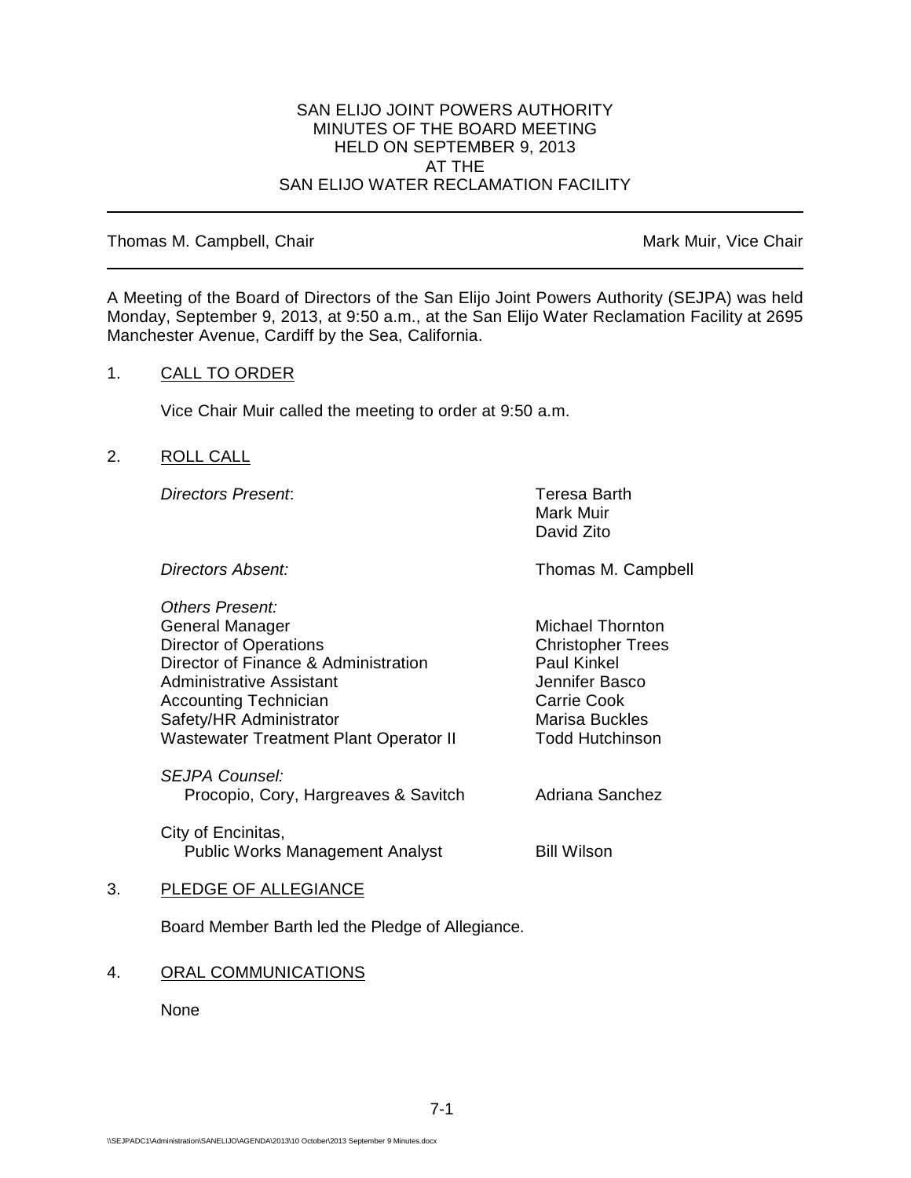SAN ELIJO JOINT POWERS AUTHORITY
MINUTES OF THE BOARD MEETING
HELD ON SEPTEMBER 9, 2013
AT THE
SAN ELIJO WATER RECLAMATION FACILITY

---

Thomas M. Campbell, Chair | Mark Muir, Vice Chair

---

A Meeting of the Board of Directors of the San Elijo Joint Powers Authority (SEJPA) was held Monday, September 9, 2013, at 9:50 a.m., at the San Elijo Water Reclamation Facility at 2695 Manchester Avenue, Cardiff by the Sea, California.

1. CALL TO ORDER

   Vice Chair Muir called the meeting to order at 9:50 a.m.

2. ROLL CALL

| | |
|---|---|
| *Directors Present*: | Teresa Barth<br>Mark Muir<br>David Zito |
| *Directors Absent:* | Thomas M. Campbell |
| *Others Present:* | |
| General Manager | Michael Thornton |
| Director of Operations | Christopher Trees |
| Director of Finance & Administration | Paul Kinkel |
| Administrative Assistant | Jennifer Basco |
| Accounting Technician | Carrie Cook |
| Safety/HR Administrator | Marisa Buckles |
| Wastewater Treatment Plant Operator II | Todd Hutchinson |
| *SEJPA Counsel:* | |
| Procopio, Cory, Hargreaves & Savitch | Adriana Sanchez |
| City of Encinitas, | |
| Public Works Management Analyst | Bill Wilson |

3. PLEDGE OF ALLEGIANCE

   Board Member Barth led the Pledge of Allegiance.

4. ORAL COMMUNICATIONS

   None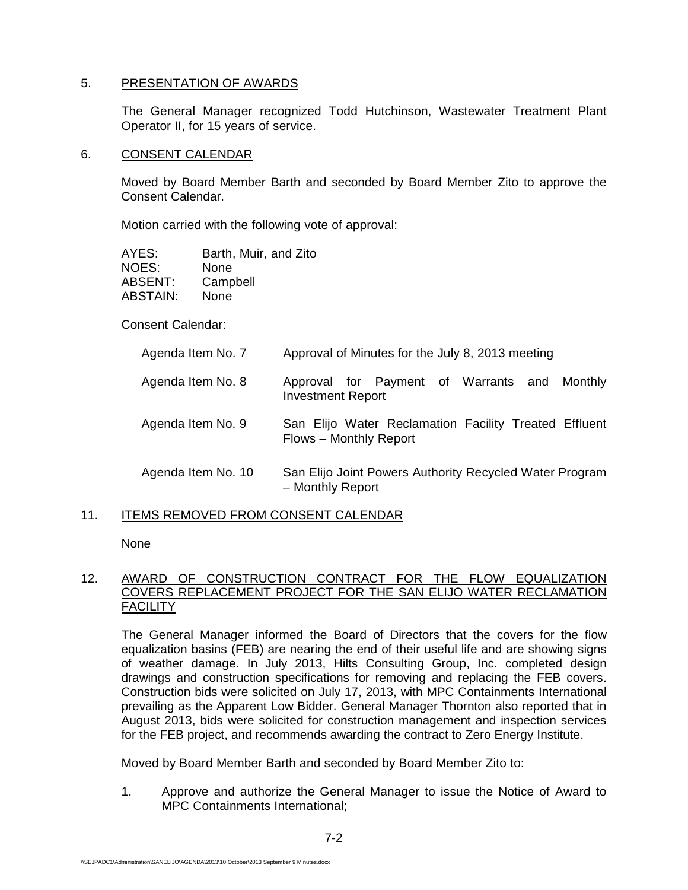## 5. PRESENTATION OF AWARDS

The General Manager recognized Todd Hutchinson, Wastewater Treatment Plant Operator II, for 15 years of service.

## 6. CONSENT CALENDAR

Moved by Board Member Barth and seconded by Board Member Zito to approve the Consent Calendar.

Motion carried with the following vote of approval:

AYES: Barth, Muir, and Zito
NOES: None
ABSENT: Campbell
ABSTAIN: None

Consent Calendar:

| | |
|---|---|
| Agenda Item No. 7 | Approval of Minutes for the July 8, 2013 meeting |
| Agenda Item No. 8 | Approval for Payment of Warrants and Monthly Investment Report |
| Agenda Item No. 9 | San Elijo Water Reclamation Facility Treated Effluent Flows – Monthly Report |
| Agenda Item No. 10 | San Elijo Joint Powers Authority Recycled Water Program – Monthly Report |

## 11. ITEMS REMOVED FROM CONSENT CALENDAR

None

## 12. AWARD OF CONSTRUCTION CONTRACT FOR THE FLOW EQUALIZATION COVERS REPLACEMENT PROJECT FOR THE SAN ELIJO WATER RECLAMATION FACILITY

The General Manager informed the Board of Directors that the covers for the flow equalization basins (FEB) are nearing the end of their useful life and are showing signs of weather damage. In July 2013, Hilts Consulting Group, Inc. completed design drawings and construction specifications for removing and replacing the FEB covers. Construction bids were solicited on July 17, 2013, with MPC Containments International prevailing as the Apparent Low Bidder. General Manager Thornton also reported that in August 2013, bids were solicited for construction management and inspection services for the FEB project, and recommends awarding the contract to Zero Energy Institute.

Moved by Board Member Barth and seconded by Board Member Zito to:

1. Approve and authorize the General Manager to issue the Notice of Award to MPC Containments International;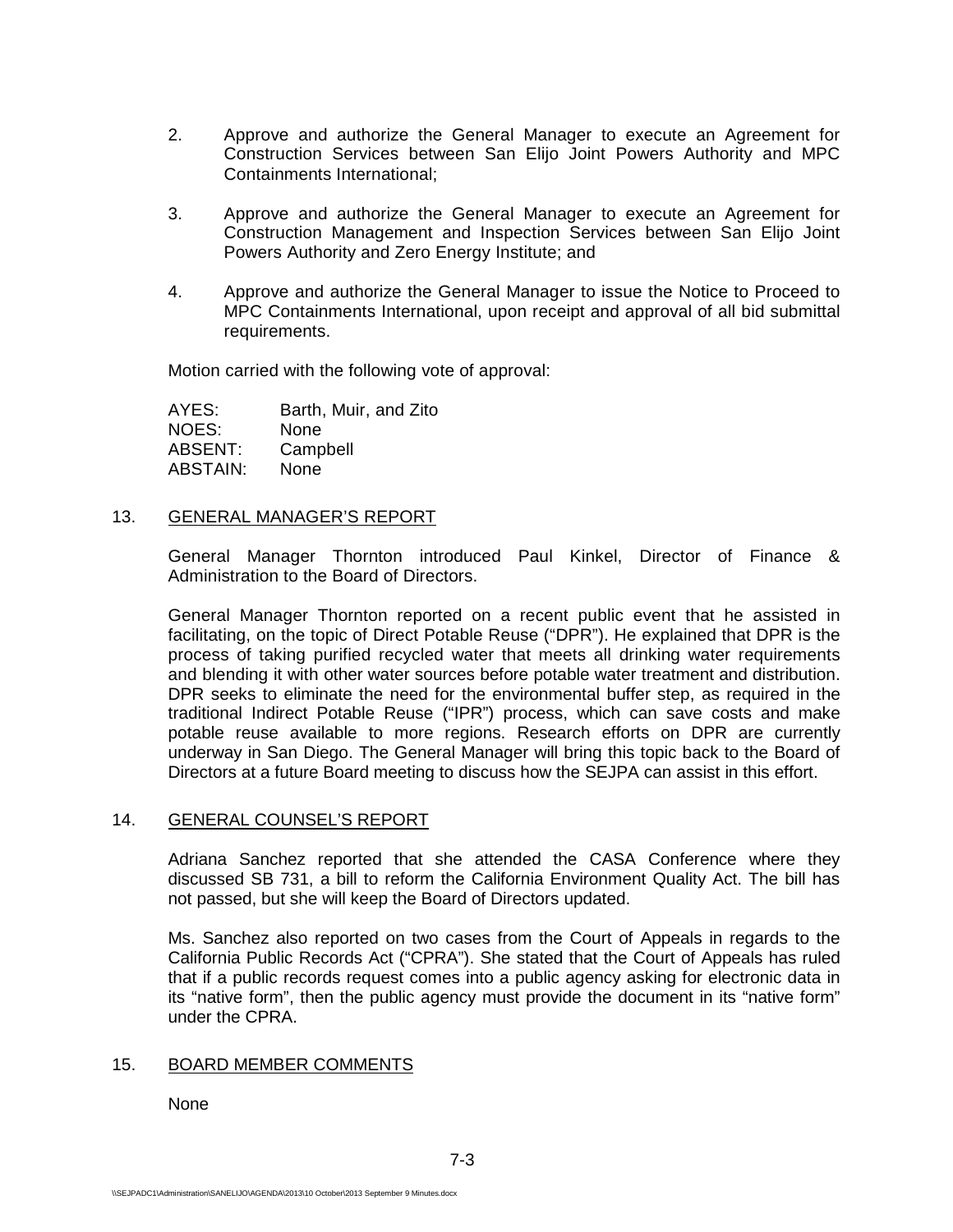2. Approve and authorize the General Manager to execute an Agreement for Construction Services between San Elijo Joint Powers Authority and MPC Containments International;

3. Approve and authorize the General Manager to execute an Agreement for Construction Management and Inspection Services between San Elijo Joint Powers Authority and Zero Energy Institute; and

4. Approve and authorize the General Manager to issue the Notice to Proceed to MPC Containments International, upon receipt and approval of all bid submittal requirements.

Motion carried with the following vote of approval:

| | |
|---|---|
| AYES: | Barth, Muir, and Zito |
| NOES: | None |
| ABSENT: | Campbell |
| ABSTAIN: | None |

## 13. GENERAL MANAGER'S REPORT

General Manager Thornton introduced Paul Kinkel, Director of Finance & Administration to the Board of Directors.

General Manager Thornton reported on a recent public event that he assisted in facilitating, on the topic of Direct Potable Reuse ("DPR"). He explained that DPR is the process of taking purified recycled water that meets all drinking water requirements and blending it with other water sources before potable water treatment and distribution. DPR seeks to eliminate the need for the environmental buffer step, as required in the traditional Indirect Potable Reuse ("IPR") process, which can save costs and make potable reuse available to more regions. Research efforts on DPR are currently underway in San Diego. The General Manager will bring this topic back to the Board of Directors at a future Board meeting to discuss how the SEJPA can assist in this effort.

## 14. GENERAL COUNSEL'S REPORT

Adriana Sanchez reported that she attended the CASA Conference where they discussed SB 731, a bill to reform the California Environment Quality Act. The bill has not passed, but she will keep the Board of Directors updated.

Ms. Sanchez also reported on two cases from the Court of Appeals in regards to the California Public Records Act ("CPRA"). She stated that the Court of Appeals has ruled that if a public records request comes into a public agency asking for electronic data in its "native form", then the public agency must provide the document in its "native form" under the CPRA.

## 15. BOARD MEMBER COMMENTS

None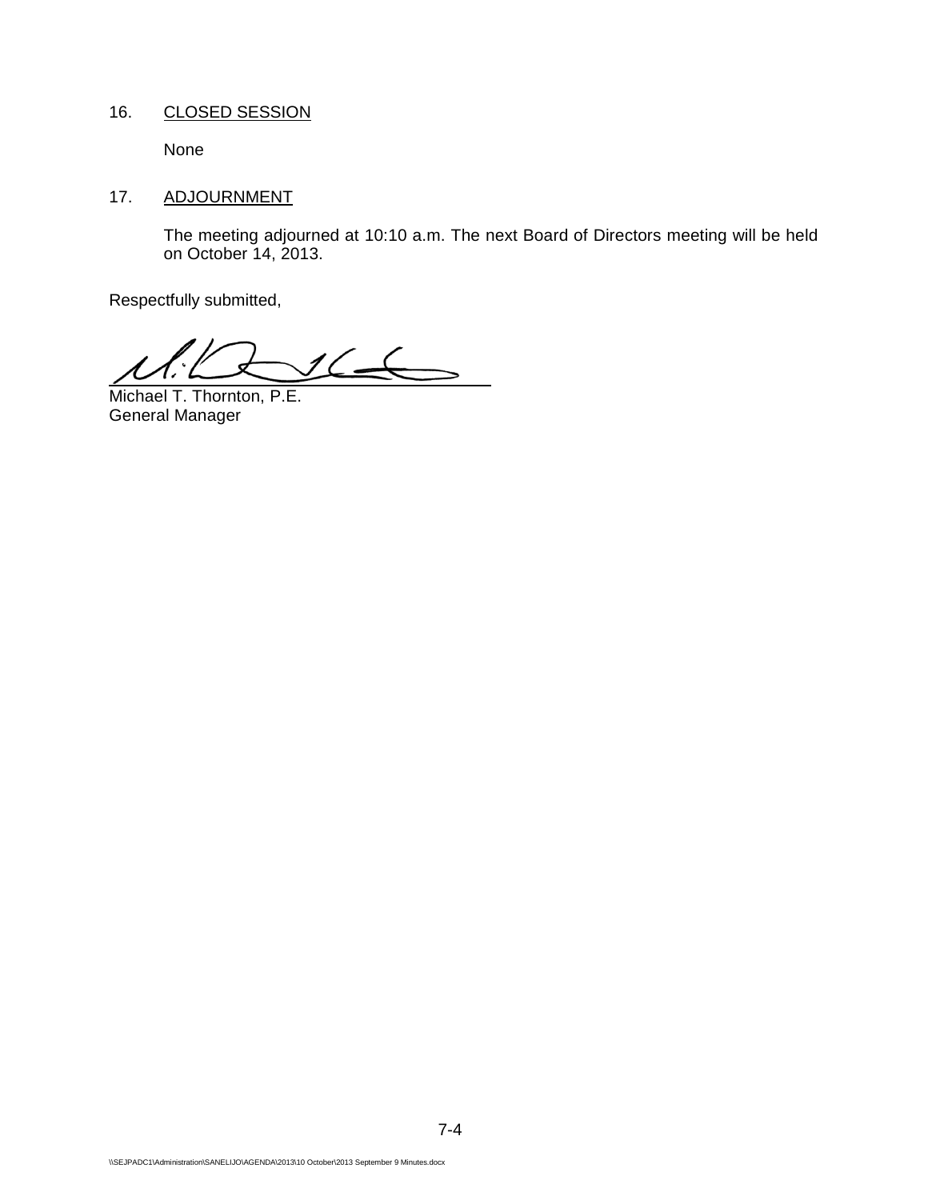16. CLOSED SESSION

None

17. ADJOURNMENT

The meeting adjourned at 10:10 a.m. The next Board of Directors meeting will be held on October 14, 2013.

Respectfully submitted,

Michael T. Thornton, P.E.
General Manager

\\SEJPADC1\Administration\SANELIJO\AGENDA\2013\10 October\2013 September 9 Minutes.docx